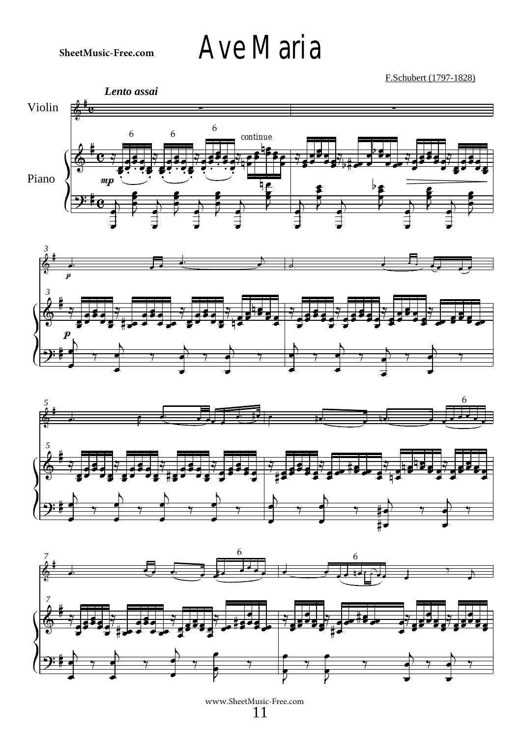# Ave Maria

SheetMusic-Free.com

F.Schubert (1797-1828)

*Lento assai*